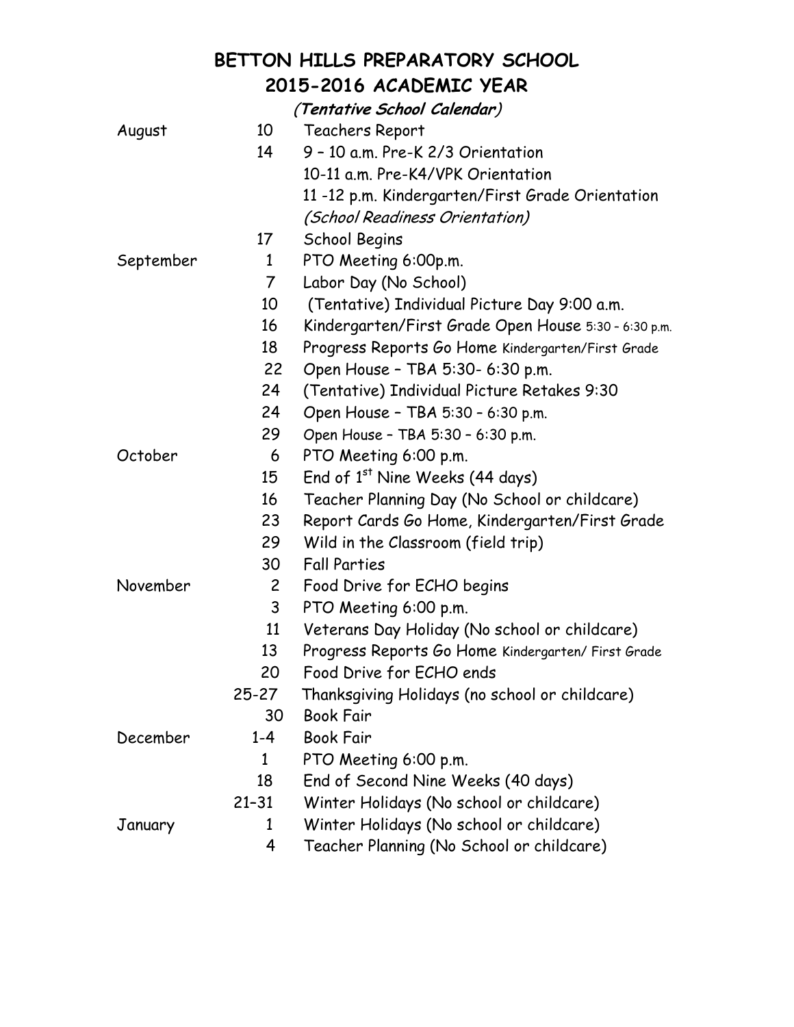# BETTON HILLS PREPARATORY SCHOOL

## 2015-2016 ACADEMIC YEAR

*(Tentative School Calendar)*

| Month | Date | Event |
|---|---|---|
| August | 10 | Teachers Report |
| | 14 | 9 – 10 a.m. Pre-K 2/3 Orientation |
| | | 10-11 a.m. Pre-K4/VPK Orientation |
| | | 11 -12 p.m. Kindergarten/First Grade Orientation |
| | | *(School Readiness Orientation)* |
| | 17 | School Begins |
| September | 1 | PTO Meeting 6:00p.m. |
| | 7 | Labor Day (No School) |
| | 10 | (Tentative) Individual Picture Day 9:00 a.m. |
| | 16 | Kindergarten/First Grade Open House 5:30 - 6:30 p.m. |
| | 18 | Progress Reports Go Home Kindergarten/First Grade |
| | 22 | Open House – TBA 5:30- 6:30 p.m. |
| | 24 | (Tentative) Individual Picture Retakes 9:30 |
| | 24 | Open House – TBA 5:30 – 6:30 p.m. |
| | 29 | Open House – TBA 5:30 – 6:30 p.m. |
| October | 6 | PTO Meeting 6:00 p.m. |
| | 15 | End of 1st Nine Weeks (44 days) |
| | 16 | Teacher Planning Day (No School or childcare) |
| | 23 | Report Cards Go Home, Kindergarten/First Grade |
| | 29 | Wild in the Classroom (field trip) |
| | 30 | Fall Parties |
| November | 2 | Food Drive for ECHO begins |
| | 3 | PTO Meeting 6:00 p.m. |
| | 11 | Veterans Day Holiday (No school or childcare) |
| | 13 | Progress Reports Go Home Kindergarten/ First Grade |
| | 20 | Food Drive for ECHO ends |
| | 25-27 | Thanksgiving Holidays (no school or childcare) |
| | 30 | Book Fair |
| December | 1-4 | Book Fair |
| | 1 | PTO Meeting 6:00 p.m. |
| | 18 | End of Second Nine Weeks (40 days) |
| | 21–31 | Winter Holidays (No school or childcare) |
| January | 1 | Winter Holidays (No school or childcare) |
| | 4 | Teacher Planning (No School or childcare) |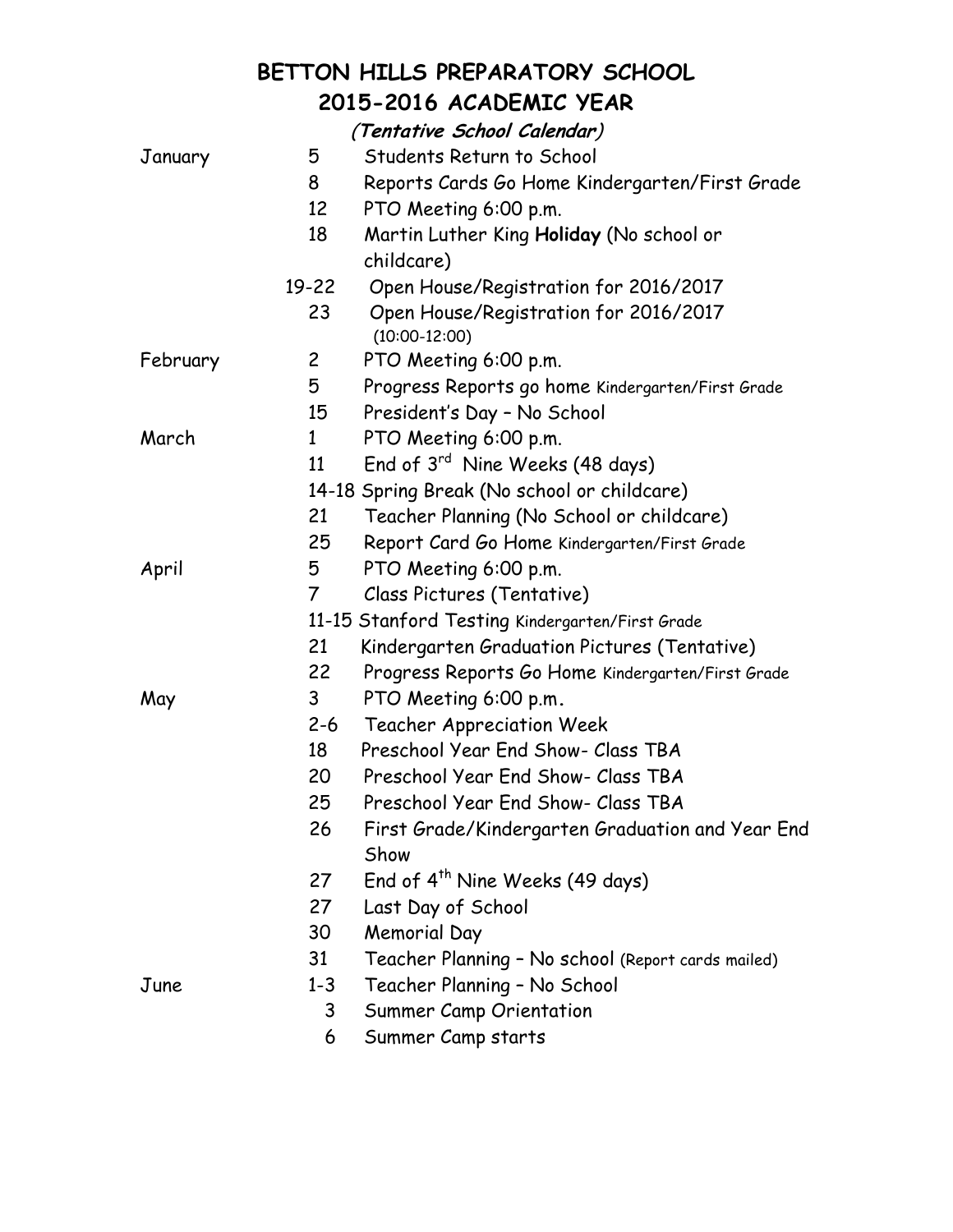# BETTON HILLS PREPARATORY SCHOOL

## 2015-2016 ACADEMIC YEAR

*(Tentative School Calendar)*

| | | |
|---|---|---|
| January | 5 | Students Return to School |
| | 8 | Reports Cards Go Home Kindergarten/First Grade |
| | 12 | PTO Meeting 6:00 p.m. |
| | 18 | Martin Luther King **Holiday** (No school or childcare) |
| | 19-22 | Open House/Registration for 2016/2017 |
| | 23 | Open House/Registration for 2016/2017 (10:00-12:00) |
| February | 2 | PTO Meeting 6:00 p.m. |
| | 5 | Progress Reports go home Kindergarten/First Grade |
| | 15 | President's Day – No School |
| March | 1 | PTO Meeting 6:00 p.m. |
| | 11 | End of 3rd Nine Weeks (48 days) |
| | 14-18 | Spring Break (No school or childcare) |
| | 21 | Teacher Planning (No School or childcare) |
| | 25 | Report Card Go Home Kindergarten/First Grade |
| April | 5 | PTO Meeting 6:00 p.m. |
| | 7 | Class Pictures (Tentative) |
| | 11-15 | Stanford Testing Kindergarten/First Grade |
| | 21 | Kindergarten Graduation Pictures (Tentative) |
| | 22 | Progress Reports Go Home Kindergarten/First Grade |
| May | 3 | PTO Meeting 6:00 p.m. |
| | 2-6 | Teacher Appreciation Week |
| | 18 | Preschool Year End Show- Class TBA |
| | 20 | Preschool Year End Show- Class TBA |
| | 25 | Preschool Year End Show- Class TBA |
| | 26 | First Grade/Kindergarten Graduation and Year End Show |
| | 27 | End of 4th Nine Weeks (49 days) |
| | 27 | Last Day of School |
| | 30 | Memorial Day |
| | 31 | Teacher Planning – No school (Report cards mailed) |
| June | 1-3 | Teacher Planning – No School |
| | 3 | Summer Camp Orientation |
| | 6 | Summer Camp starts |